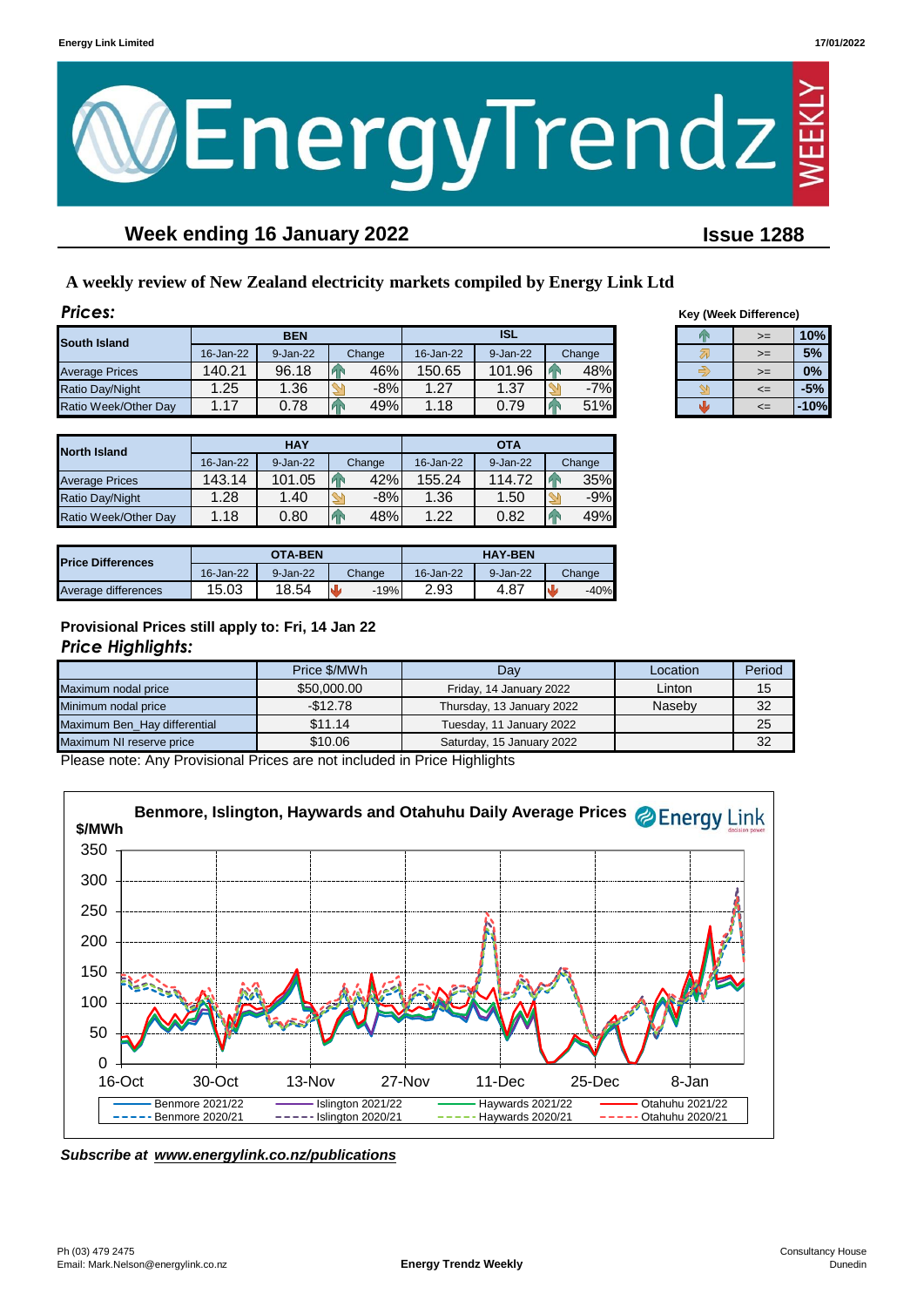# EnergyTrendz WEEKLY

## Week ending 16 January 2022

**Issue 1288**

### A weekly review of New Zealand electricity markets compiled by Energy Link Ltd

### *Prices:*

| South Island | BEN | | | ISL | | |
|---|---|---|---|---|---|---|
| | 16-Jan-22 | 9-Jan-22 | Change | 16-Jan-22 | 9-Jan-22 | Change |
| Average Prices | 140.21 | 96.18 | 46% | 150.65 | 101.96 | 48% |
| Ratio Day/Night | 1.25 | 1.36 | -8% | 1.27 | 1.37 | -7% |
| Ratio Week/Other Day | 1.17 | 0.78 | 49% | 1.18 | 0.79 | 51% |

**Key (Week Difference)**

| | | |
|---|---|---|
| ↑ | >= | 10% |
| ↗ | >= | 5% |
| → | >= | 0% |
| ↘ | <= | -5% |
| ↓ | <= | -10% |

| North Island | HAY | | | OTA | | |
|---|---|---|---|---|---|---|
| | 16-Jan-22 | 9-Jan-22 | Change | 16-Jan-22 | 9-Jan-22 | Change |
| Average Prices | 143.14 | 101.05 | 42% | 155.24 | 114.72 | 35% |
| Ratio Day/Night | 1.28 | 1.40 | -8% | 1.36 | 1.50 | -9% |
| Ratio Week/Other Day | 1.18 | 0.80 | 48% | 1.22 | 0.82 | 49% |

| Price Differences | OTA-BEN | | | HAY-BEN | | |
|---|---|---|---|---|---|---|
| | 16-Jan-22 | 9-Jan-22 | Change | 16-Jan-22 | 9-Jan-22 | Change |
| Average differences | 15.03 | 18.54 | -19% | 2.93 | 4.87 | -40% |

**Provisional Prices still apply to: Fri, 14 Jan 22**

### *Price Highlights:*

| | Price $/MWh | Day | Location | Period |
|---|---|---|---|---|
| Maximum nodal price | $50,000.00 | Friday, 14 January 2022 | Linton | 15 |
| Minimum nodal price | -$12.78 | Thursday, 13 January 2022 | Naseby | 32 |
| Maximum Ben_Hay differential | $11.14 | Tuesday, 11 January 2022 | | 25 |
| Maximum NI reserve price | $10.06 | Saturday, 15 January 2022 | | 32 |

Please note: Any Provisional Prices are not included in Price Highlights

**Benmore, Islington, Haywards and Otahuhu Daily Average Prices**

*Subscribe at www.energylink.co.nz/publications*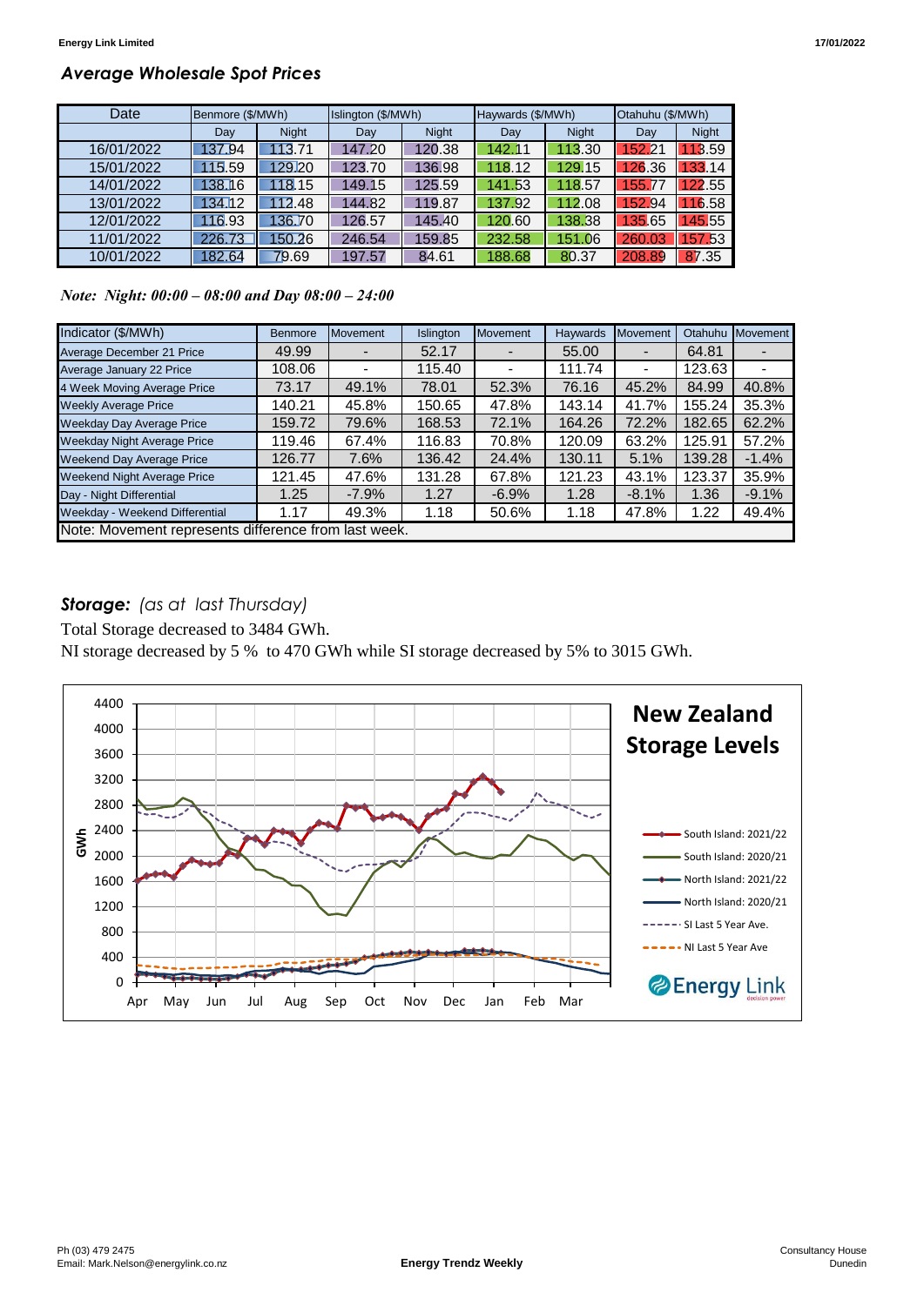## *Average Wholesale Spot Prices*

| Date | Benmore ($/MWh) | | Islington ($/MWh) | | Haywards ($/MWh) | | Otahuhu ($/MWh) | |
|---|---|---|---|---|---|---|---|---|
| | Day | Night | Day | Night | Day | Night | Day | Night |
| 16/01/2022 | 137.94 | 113.71 | 147.20 | 120.38 | 142.11 | 113.30 | 152.21 | 113.59 |
| 15/01/2022 | 115.59 | 129.20 | 123.70 | 136.98 | 118.12 | 129.15 | 126.36 | 133.14 |
| 14/01/2022 | 138.16 | 118.15 | 149.15 | 125.59 | 141.53 | 118.57 | 155.77 | 122.55 |
| 13/01/2022 | 134.12 | 112.48 | 144.82 | 119.87 | 137.92 | 112.08 | 152.94 | 116.58 |
| 12/01/2022 | 116.93 | 136.70 | 126.57 | 145.40 | 120.60 | 138.38 | 135.65 | 145.55 |
| 11/01/2022 | 226.73 | 150.26 | 246.54 | 159.85 | 232.58 | 151.06 | 260.03 | 157.53 |
| 10/01/2022 | 182.64 | 79.69 | 197.57 | 84.61 | 188.68 | 80.37 | 208.89 | 87.35 |

*Note: Night: 00:00 – 08:00 and Day 08:00 – 24:00*

| Indicator ($/MWh) | Benmore | Movement | Islington | Movement | Haywards | Movement | Otahuhu | Movement |
|---|---|---|---|---|---|---|---|---|
| Average December 21 Price | 49.99 | - | 52.17 | - | 55.00 | - | 64.81 | - |
| Average January 22 Price | 108.06 | - | 115.40 | - | 111.74 | - | 123.63 | - |
| 4 Week Moving Average Price | 73.17 | 49.1% | 78.01 | 52.3% | 76.16 | 45.2% | 84.99 | 40.8% |
| Weekly Average Price | 140.21 | 45.8% | 150.65 | 47.8% | 143.14 | 41.7% | 155.24 | 35.3% |
| Weekday Day Average Price | 159.72 | 79.6% | 168.53 | 72.1% | 164.26 | 72.2% | 182.65 | 62.2% |
| Weekday Night Average Price | 119.46 | 67.4% | 116.83 | 70.8% | 120.09 | 63.2% | 125.91 | 57.2% |
| Weekend Day Average Price | 126.77 | 7.6% | 136.42 | 24.4% | 130.11 | 5.1% | 139.28 | -1.4% |
| Weekend Night Average Price | 121.45 | 47.6% | 131.28 | 67.8% | 121.23 | 43.1% | 123.37 | 35.9% |
| Day - Night Differential | 1.25 | -7.9% | 1.27 | -6.9% | 1.28 | -8.1% | 1.36 | -9.1% |
| Weekday - Weekend Differential | 1.17 | 49.3% | 1.18 | 50.6% | 1.18 | 47.8% | 1.22 | 49.4% |

Note: Movement represents difference from last week.

## ***Storage:*** *(as at last Thursday)*

Total Storage decreased to 3484 GWh.

NI storage decreased by 5 % to 470 GWh while SI storage decreased by 5% to 3015 GWh.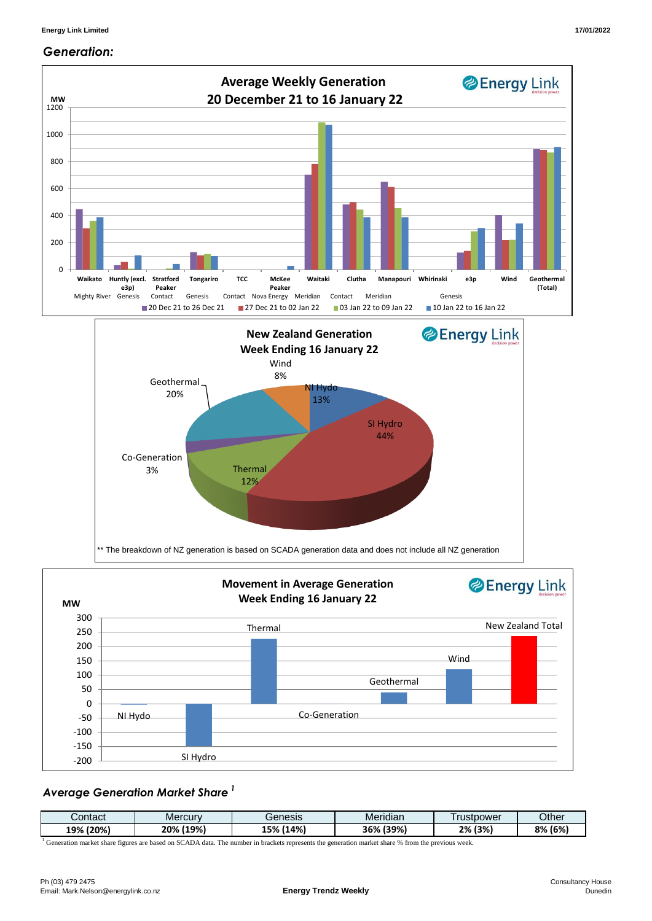## *Generation:*

**Average Weekly Generation**
**20 December 21 to 16 January 22**

MW

Waikato (Mighty River), Huntly (excl. e3p) (Genesis), Stratford Peaker (Contact), Tongariro (Genesis), TCC (Contact), McKee Peaker (Nova Energy), Waitaki (Meridian), Clutha (Contact), Manapouri (Meridian), Whirinaki, e3p (Genesis), Wind, Geothermal (Total)

20 Dec 21 to 26 Dec 21 | 27 Dec 21 to 02 Jan 22 | 03 Jan 22 to 09 Jan 22 | 10 Jan 22 to 16 Jan 22

**New Zealand Generation**
**Week Ending 16 January 22**

Wind 8%, NI Hydo 13%, SI Hydro 44%, Thermal 12%, Co-Generation 3%, Geothermal 20%

** The breakdown of NZ generation is based on SCADA generation data and does not include all NZ generation

**Movement in Average Generation**
**Week Ending 16 January 22**

MW

NI Hydo, SI Hydro, Thermal, Co-Generation, Geothermal, Wind, New Zealand Total

### *Average Generation Market Share* [1]

| Contact | Mercury | Genesis | Meridian | Trustpower | Other |
|---|---|---|---|---|---|
| **19% (20%)** | **20% (19%)** | **15% (14%)** | **36% (39%)** | **2% (3%)** | **8% (6%)** |

[1] Generation market share figures are based on SCADA data. The number in brackets represents the generation market share % from the previous week.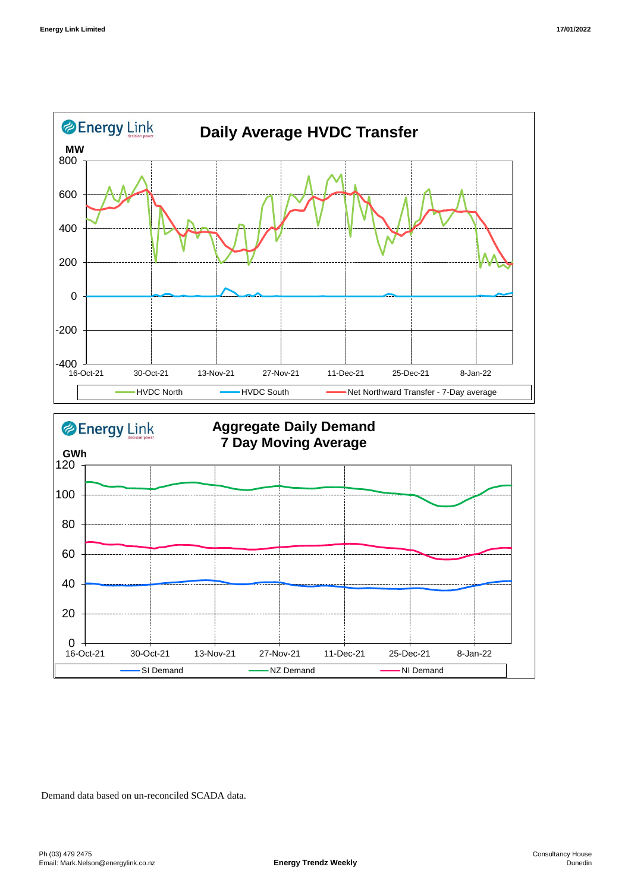## Daily Average HVDC Transfer

MW

Legend: HVDC North, HVDC South, Net Northward Transfer - 7-Day average

## Aggregate Daily Demand 7 Day Moving Average

GWh

Legend: SI Demand, NZ Demand, NI Demand

Demand data based on un-reconciled SCADA data.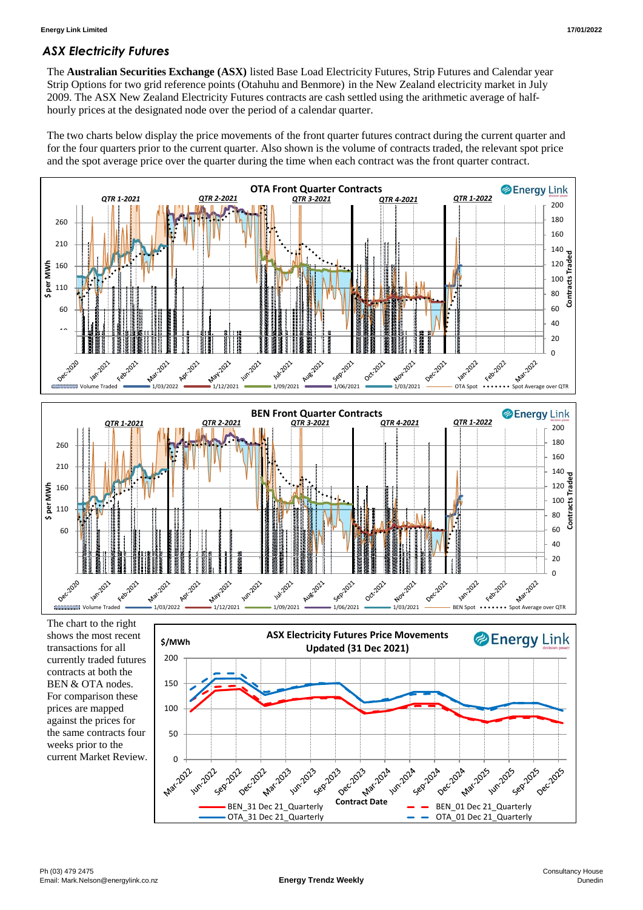## ASX Electricity Futures

The **Australian Securities Exchange (ASX)** listed Base Load Electricity Futures, Strip Futures and Calendar year Strip Options for two grid reference points (Otahuhu and Benmore) in the New Zealand electricity market in July 2009. The ASX New Zealand Electricity Futures contracts are cash settled using the arithmetic average of half-hourly prices at the designated node over the period of a calendar quarter.

The two charts below display the price movements of the front quarter futures contract during the current quarter and for the four quarters prior to the current quarter. Also shown is the volume of contracts traded, the relevant spot price and the spot average price over the quarter during the time when each contract was the front quarter contract.

The chart to the right shows the most recent transactions for all currently traded futures contracts at both the BEN & OTA nodes. For comparison these prices are mapped against the prices for the same contracts four weeks prior to the current Market Review.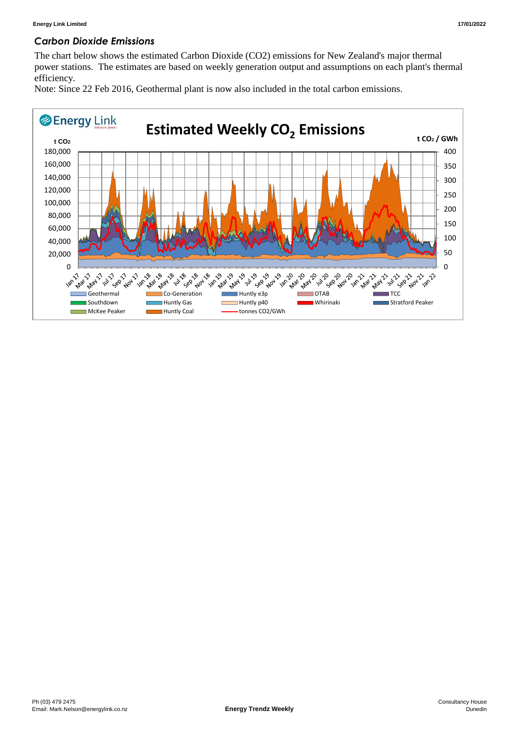### *Carbon Dioxide Emissions*

The chart below shows the estimated Carbon Dioxide (CO2) emissions for New Zealand's major thermal power stations. The estimates are based on weekly generation output and assumptions on each plant's thermal efficiency.

Note: Since 22 Feb 2016, Geothermal plant is now also included in the total carbon emissions.

Energy Link

Estimated Weekly $CO_2$ Emissions

t $CO_2$

t $CO_2$ / GWh

180,000
160,000
140,000
120,000
100,000
80,000
60,000
40,000
20,000
0

400
350
300
250
200
150
100
50
0

Jan 17, Mar 17, May 17, Jul 17, Sep 17, Nov 17, Jan 18, Mar 18, May 18, Jul 18, Sep 18, Nov 18, Jan 19, Mar 19, May 19, Jul 19, Sep 19, Nov 19, Jan 20, Mar 20, May 20, Jul 20, Sep 20, Nov 20, Jan 21, Mar 21, May 21, Jul 21, Sep 21, Nov 21, Jan 22

Geothermal, Co-Generation, Huntly e3p, OTAB, TCC, Southdown, Huntly Gas, Huntly p40, Whirinaki, Stratford Peaker, McKee Peaker, Huntly Coal, tonnes CO2/GWh